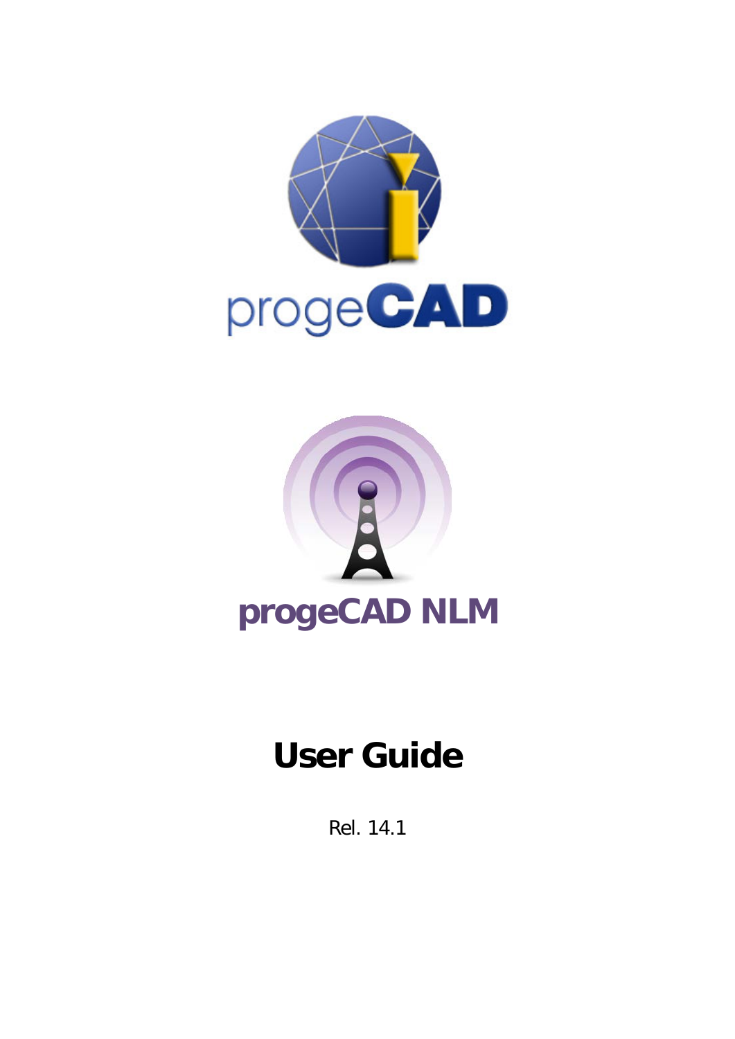progeCAD

# progeCAD NLM

## User Guide

Rel. 14.1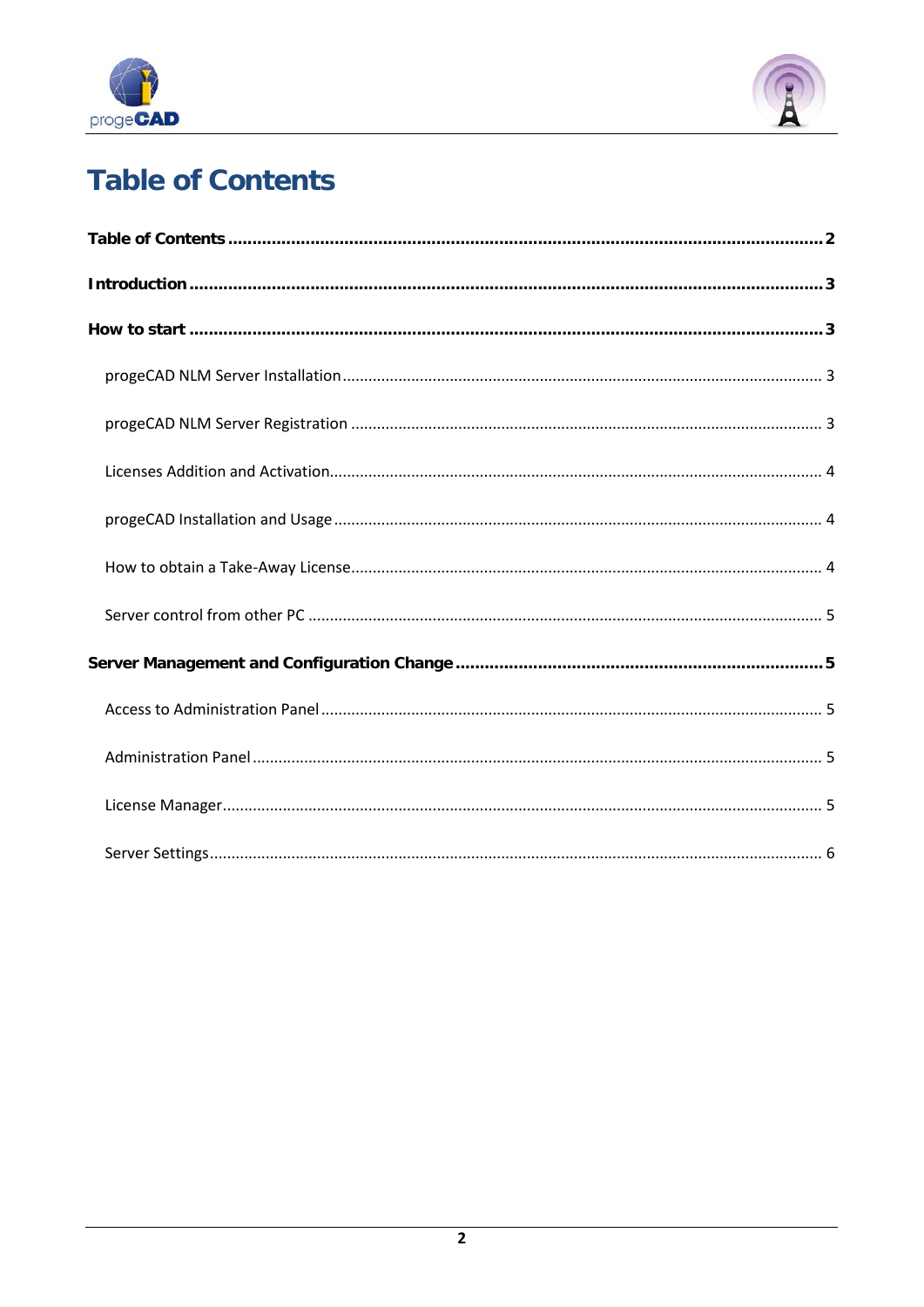# Table of Contents

**Table of Contents** ........ **2**

**Introduction** ........ **3**

**How to start** ........ **3**

- progeCAD NLM Server Installation ........ 3
- progeCAD NLM Server Registration ........ 3
- Licenses Addition and Activation ........ 4
- progeCAD Installation and Usage ........ 4
- How to obtain a Take-Away License ........ 4
- Server control from other PC ........ 5

**Server Management and Configuration Change** ........ **5**

- Access to Administration Panel ........ 5
- Administration Panel ........ 5
- License Manager ........ 5
- Server Settings ........ 6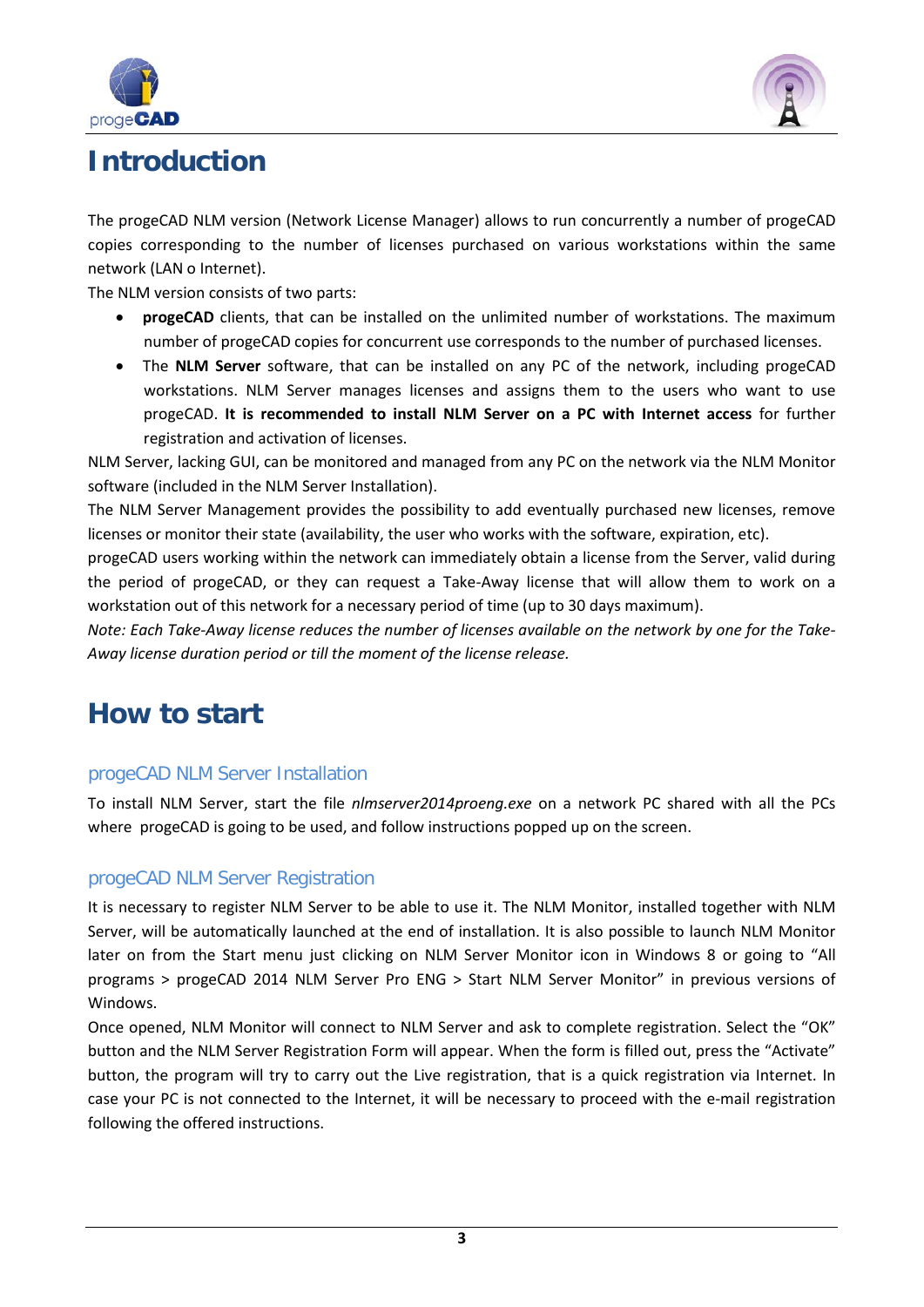# Introduction

The progeCAD NLM version (Network License Manager) allows to run concurrently a number of progeCAD copies corresponding to the number of licenses purchased on various workstations within the same network (LAN o Internet).

The NLM version consists of two parts:

- **progeCAD** clients, that can be installed on the unlimited number of workstations. The maximum number of progeCAD copies for concurrent use corresponds to the number of purchased licenses.
- The **NLM Server** software, that can be installed on any PC of the network, including progeCAD workstations. NLM Server manages licenses and assigns them to the users who want to use progeCAD. **It is recommended to install NLM Server on a PC with Internet access** for further registration and activation of licenses.

NLM Server, lacking GUI, can be monitored and managed from any PC on the network via the NLM Monitor software (included in the NLM Server Installation).

The NLM Server Management provides the possibility to add eventually purchased new licenses, remove licenses or monitor their state (availability, the user who works with the software, expiration, etc).

progeCAD users working within the network can immediately obtain a license from the Server, valid during the period of progeCAD, or they can request a Take-Away license that will allow them to work on a workstation out of this network for a necessary period of time (up to 30 days maximum).

*Note: Each Take-Away license reduces the number of licenses available on the network by one for the Take-Away license duration period or till the moment of the license release.*

# How to start

## progeCAD NLM Server Installation

To install NLM Server, start the file *nlmserver2014proeng.exe* on a network PC shared with all the PCs where progeCAD is going to be used, and follow instructions popped up on the screen.

## progeCAD NLM Server Registration

It is necessary to register NLM Server to be able to use it. The NLM Monitor, installed together with NLM Server, will be automatically launched at the end of installation. It is also possible to launch NLM Monitor later on from the Start menu just clicking on NLM Server Monitor icon in Windows 8 or going to "All programs > progeCAD 2014 NLM Server Pro ENG > Start NLM Server Monitor" in previous versions of Windows.

Once opened, NLM Monitor will connect to NLM Server and ask to complete registration. Select the "OK" button and the NLM Server Registration Form will appear. When the form is filled out, press the "Activate" button, the program will try to carry out the Live registration, that is a quick registration via Internet. In case your PC is not connected to the Internet, it will be necessary to proceed with the e-mail registration following the offered instructions.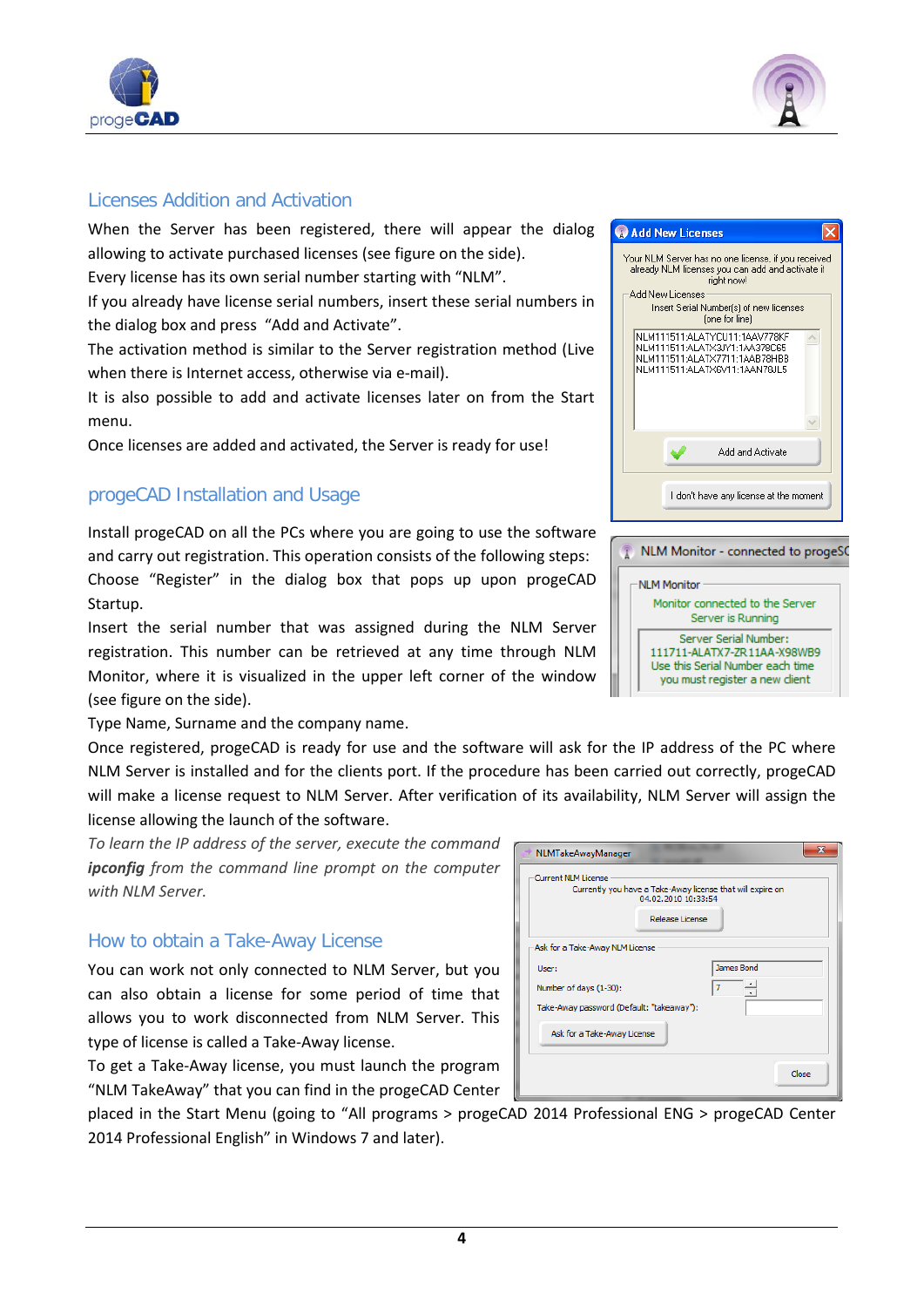## Licenses Addition and Activation

When the Server has been registered, there will appear the dialog allowing to activate purchased licenses (see figure on the side).
Every license has its own serial number starting with "NLM".
If you already have license serial numbers, insert these serial numbers in the dialog box and press "Add and Activate".
The activation method is similar to the Server registration method (Live when there is Internet access, otherwise via e-mail).
It is also possible to add and activate licenses later on from the Start menu.
Once licenses are added and activated, the Server is ready for use!

## progeCAD Installation and Usage

Install progeCAD on all the PCs where you are going to use the software and carry out registration. This operation consists of the following steps:
Choose "Register" in the dialog box that pops up upon progeCAD Startup.
Insert the serial number that was assigned during the NLM Server registration. This number can be retrieved at any time through NLM Monitor, where it is visualized in the upper left corner of the window (see figure on the side).
Type Name, Surname and the company name.
Once registered, progeCAD is ready for use and the software will ask for the IP address of the PC where NLM Server is installed and for the clients port. If the procedure has been carried out correctly, progeCAD will make a license request to NLM Server. After verification of its availability, NLM Server will assign the license allowing the launch of the software.
*To learn the IP address of the server, execute the command* ***ipconfig*** *from the command line prompt on the computer with NLM Server.*

## How to obtain a Take-Away License

You can work not only connected to NLM Server, but you can also obtain a license for some period of time that allows you to work disconnected from NLM Server. This type of license is called a Take-Away license.
To get a Take-Away license, you must launch the program "NLM TakeAway" that you can find in the progeCAD Center placed in the Start Menu (going to "All programs > progeCAD 2014 Professional ENG > progeCAD Center 2014 Professional English" in Windows 7 and later).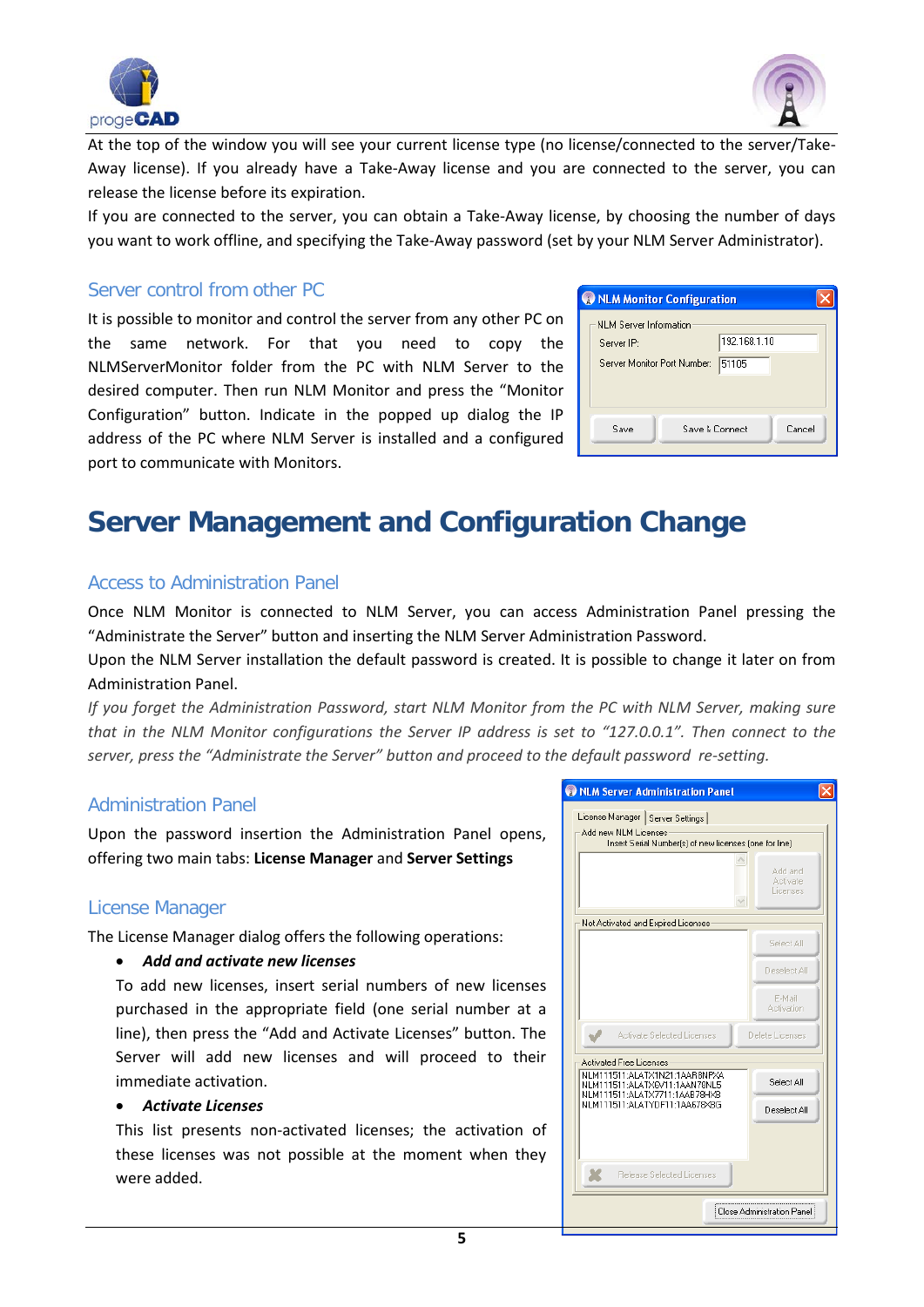At the top of the window you will see your current license type (no license/connected to the server/Take-Away license). If you already have a Take-Away license and you are connected to the server, you can release the license before its expiration.

If you are connected to the server, you can obtain a Take-Away license, by choosing the number of days you want to work offline, and specifying the Take-Away password (set by your NLM Server Administrator).

### Server control from other PC

It is possible to monitor and control the server from any other PC on the same network. For that you need to copy the NLMServerMonitor folder from the PC with NLM Server to the desired computer. Then run NLM Monitor and press the "Monitor Configuration" button. Indicate in the popped up dialog the IP address of the PC where NLM Server is installed and a configured port to communicate with Monitors.

# Server Management and Configuration Change

### Access to Administration Panel

Once NLM Monitor is connected to NLM Server, you can access Administration Panel pressing the "Administrate the Server" button and inserting the NLM Server Administration Password.

Upon the NLM Server installation the default password is created. It is possible to change it later on from Administration Panel.

*If you forget the Administration Password, start NLM Monitor from the PC with NLM Server, making sure that in the NLM Monitor configurations the Server IP address is set to "127.0.0.1". Then connect to the server, press the "Administrate the Server" button and proceed to the default password re-setting.*

### Administration Panel

Upon the password insertion the Administration Panel opens, offering two main tabs: **License Manager** and **Server Settings**

### License Manager

The License Manager dialog offers the following operations:

- ***Add and activate new licenses***

  To add new licenses, insert serial numbers of new licenses purchased in the appropriate field (one serial number at a line), then press the "Add and Activate Licenses" button. The Server will add new licenses and will proceed to their immediate activation.

- ***Activate Licenses***

  This list presents non-activated licenses; the activation of these licenses was not possible at the moment when they were added.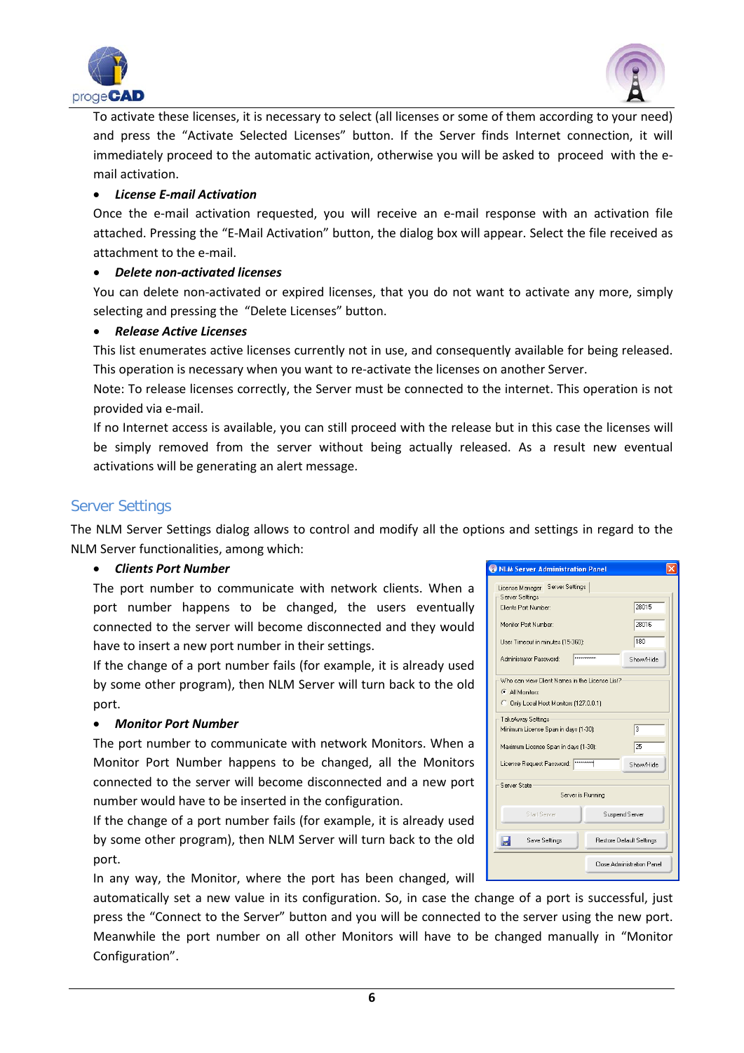To activate these licenses, it is necessary to select (all licenses or some of them according to your need) and press the "Activate Selected Licenses" button. If the Server finds Internet connection, it will immediately proceed to the automatic activation, otherwise you will be asked to proceed with the e-mail activation.

- ***License E-mail Activation***

Once the e-mail activation requested, you will receive an e-mail response with an activation file attached. Pressing the "E-Mail Activation" button, the dialog box will appear. Select the file received as attachment to the e-mail.

- ***Delete non-activated licenses***

You can delete non-activated or expired licenses, that you do not want to activate any more, simply selecting and pressing the "Delete Licenses" button.

- ***Release Active Licenses***

This list enumerates active licenses currently not in use, and consequently available for being released. This operation is necessary when you want to re-activate the licenses on another Server.

Note: To release licenses correctly, the Server must be connected to the internet. This operation is not provided via e-mail.

If no Internet access is available, you can still proceed with the release but in this case the licenses will be simply removed from the server without being actually released. As a result new eventual activations will be generating an alert message.

## Server Settings

The NLM Server Settings dialog allows to control and modify all the options and settings in regard to the NLM Server functionalities, among which:

- ***Clients Port Number***

The port number to communicate with network clients. When a port number happens to be changed, the users eventually connected to the server will become disconnected and they would have to insert a new port number in their settings.

If the change of a port number fails (for example, it is already used by some other program), then NLM Server will turn back to the old port.

- ***Monitor Port Number***

The port number to communicate with network Monitors. When a Monitor Port Number happens to be changed, all the Monitors connected to the server will become disconnected and a new port number would have to be inserted in the configuration.

If the change of a port number fails (for example, it is already used by some other program), then NLM Server will turn back to the old port.

In any way, the Monitor, where the port has been changed, will automatically set a new value in its configuration. So, in case the change of a port is successful, just press the "Connect to the Server" button and you will be connected to the server using the new port. Meanwhile the port number on all other Monitors will have to be changed manually in "Monitor Configuration".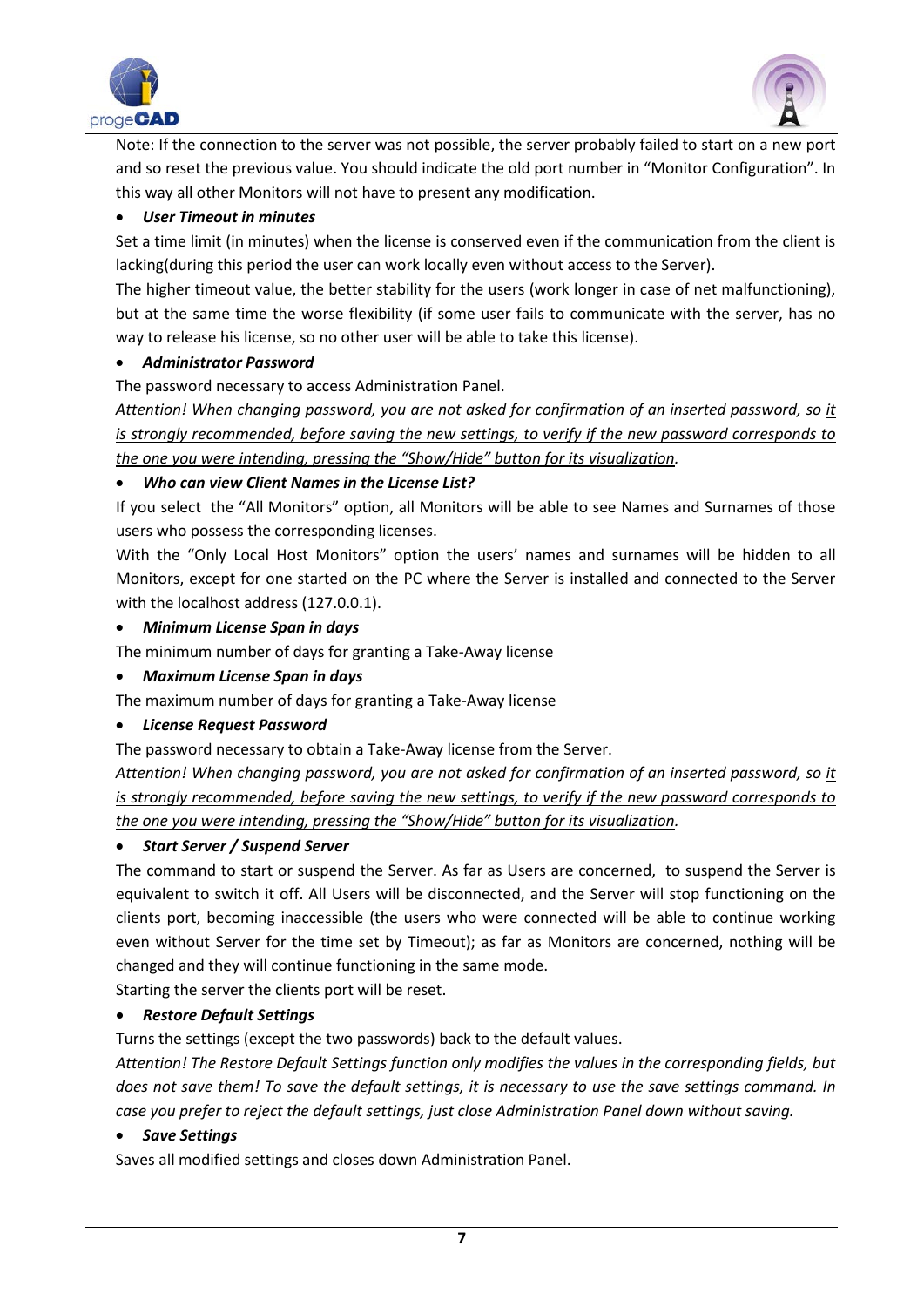Note: If the connection to the server was not possible, the server probably failed to start on a new port and so reset the previous value. You should indicate the old port number in "Monitor Configuration". In this way all other Monitors will not have to present any modification.

- ***User Timeout in minutes***

Set a time limit (in minutes) when the license is conserved even if the communication from the client is lacking(during this period the user can work locally even without access to the Server).

The higher timeout value, the better stability for the users (work longer in case of net malfunctioning), but at the same time the worse flexibility (if some user fails to communicate with the server, has no way to release his license, so no other user will be able to take this license).

- ***Administrator Password***

The password necessary to access Administration Panel.

*Attention! When changing password, you are not asked for confirmation of an inserted password, so <u>it is strongly recommended, before saving the new settings, to verify if the new password corresponds to the one you were intending, pressing the "Show/Hide" button for its visualization</u>.*

- ***Who can view Client Names in the License List?***

If you select the "All Monitors" option, all Monitors will be able to see Names and Surnames of those users who possess the corresponding licenses.

With the "Only Local Host Monitors" option the users' names and surnames will be hidden to all Monitors, except for one started on the PC where the Server is installed and connected to the Server with the localhost address (127.0.0.1).

- ***Minimum License Span in days***

The minimum number of days for granting a Take-Away license

- ***Maximum License Span in days***

The maximum number of days for granting a Take-Away license

- ***License Request Password***

The password necessary to obtain a Take-Away license from the Server.

*Attention! When changing password, you are not asked for confirmation of an inserted password, so <u>it is strongly recommended, before saving the new settings, to verify if the new password corresponds to the one you were intending, pressing the "Show/Hide" button for its visualization</u>.*

- ***Start Server / Suspend Server***

The command to start or suspend the Server. As far as Users are concerned, to suspend the Server is equivalent to switch it off. All Users will be disconnected, and the Server will stop functioning on the clients port, becoming inaccessible (the users who were connected will be able to continue working even without Server for the time set by Timeout); as far as Monitors are concerned, nothing will be changed and they will continue functioning in the same mode.

Starting the server the clients port will be reset.

- ***Restore Default Settings***

Turns the settings (except the two passwords) back to the default values.

*Attention! The Restore Default Settings function only modifies the values in the corresponding fields, but does not save them! To save the default settings, it is necessary to use the save settings command. In case you prefer to reject the default settings, just close Administration Panel down without saving.*

- ***Save Settings***

Saves all modified settings and closes down Administration Panel.